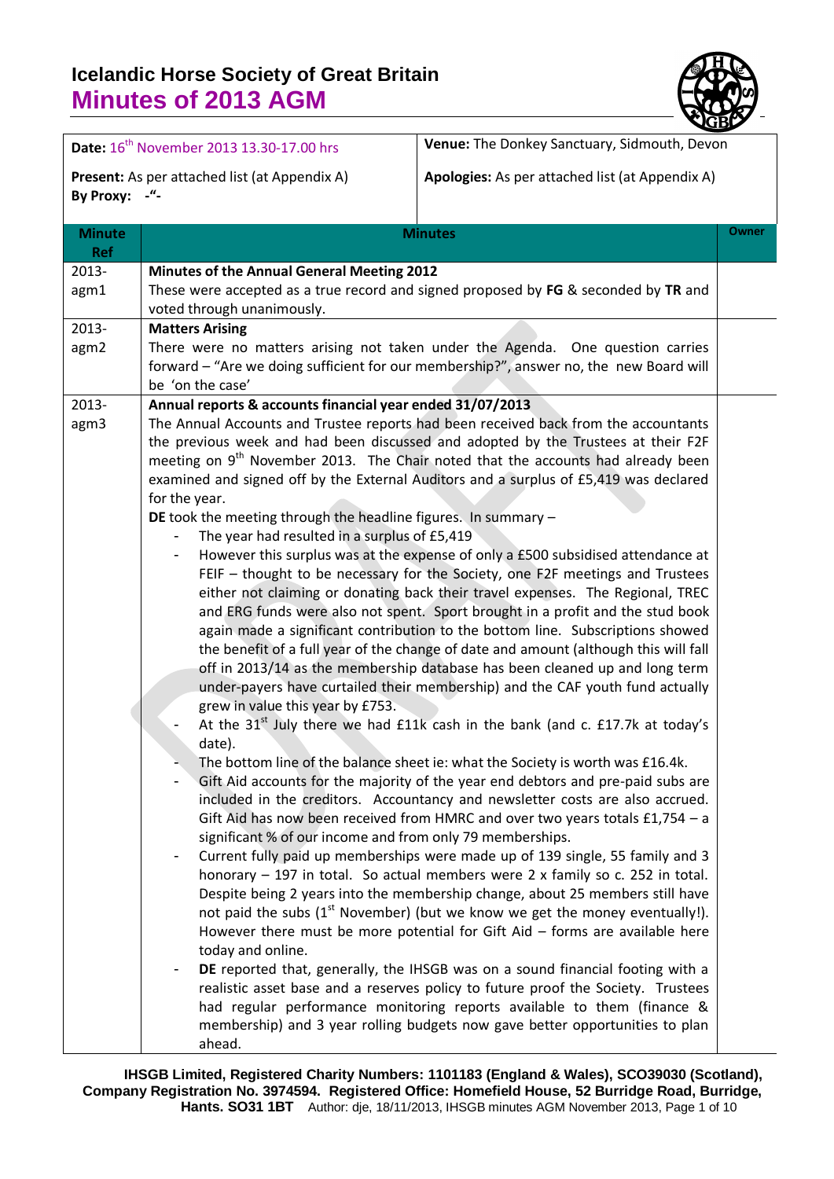# Icelandic Horse Society of Great Britain

# Minutes of 2013 AGM

| | |
|---|---|
| **Date:** 16th November 2013 13.30-17.00 hrs | **Venue:** The Donkey Sanctuary, Sidmouth, Devon |
| **Present:** As per attached list (at Appendix A)<br>**By Proxy:** -"- | **Apologies:** As per attached list (at Appendix A) |

| Minute Ref | Minutes | Owner |
|---|---|---|
| 2013-agm1 | **Minutes of the Annual General Meeting 2012**<br>These were accepted as a true record and signed proposed by **FG** & seconded by **TR** and voted through unanimously. | |
| 2013-agm2 | **Matters Arising**<br>There were no matters arising not taken under the Agenda. One question carries forward – "Are we doing sufficient for our membership?", answer no, the new Board will be 'on the case' | |
| 2013-agm3 | **Annual reports & accounts financial year ended 31/07/2013**<br>The Annual Accounts and Trustee reports had been received back from the accountants the previous week and had been discussed and adopted by the Trustees at their F2F meeting on 9th November 2013. The Chair noted that the accounts had already been examined and signed off by the External Auditors and a surplus of £5,419 was declared for the year.<br>**DE** took the meeting through the headline figures. In summary –<br>- The year had resulted in a surplus of £5,419<br>- However this surplus was at the expense of only a £500 subsidised attendance at FEIF – thought to be necessary for the Society, one F2F meetings and Trustees either not claiming or donating back their travel expenses. The Regional, TREC and ERG funds were also not spent. Sport brought in a profit and the stud book again made a significant contribution to the bottom line. Subscriptions showed the benefit of a full year of the change of date and amount (although this will fall off in 2013/14 as the membership database has been cleaned up and long term under-payers have curtailed their membership) and the CAF youth fund actually grew in value this year by £753.<br>- At the 31st July there we had £11k cash in the bank (and c. £17.7k at today's date).<br>- The bottom line of the balance sheet ie: what the Society is worth was £16.4k.<br>- Gift Aid accounts for the majority of the year end debtors and pre-paid subs are included in the creditors. Accountancy and newsletter costs are also accrued. Gift Aid has now been received from HMRC and over two years totals £1,754 – a significant % of our income and from only 79 memberships.<br>- Current fully paid up memberships were made up of 139 single, 55 family and 3 honorary – 197 in total. So actual members were 2 x family so c. 252 in total. Despite being 2 years into the membership change, about 25 members still have not paid the subs (1st November) (but we know we get the money eventually!). However there must be more potential for Gift Aid – forms are available here today and online.<br>- **DE** reported that, generally, the IHSGB was on a sound financial footing with a realistic asset base and a reserves policy to future proof the Society. Trustees had regular performance monitoring reports available to them (finance & membership) and 3 year rolling budgets now gave better opportunities to plan ahead. | |

IHSGB Limited, Registered Charity Numbers: 1101183 (England & Wales), SCO39030 (Scotland), Company Registration No. 3974594. Registered Office: Homefield House, 52 Burridge Road, Burridge, Hants. SO31 1BT Author: dje, 18/11/2013, IHSGB minutes AGM November 2013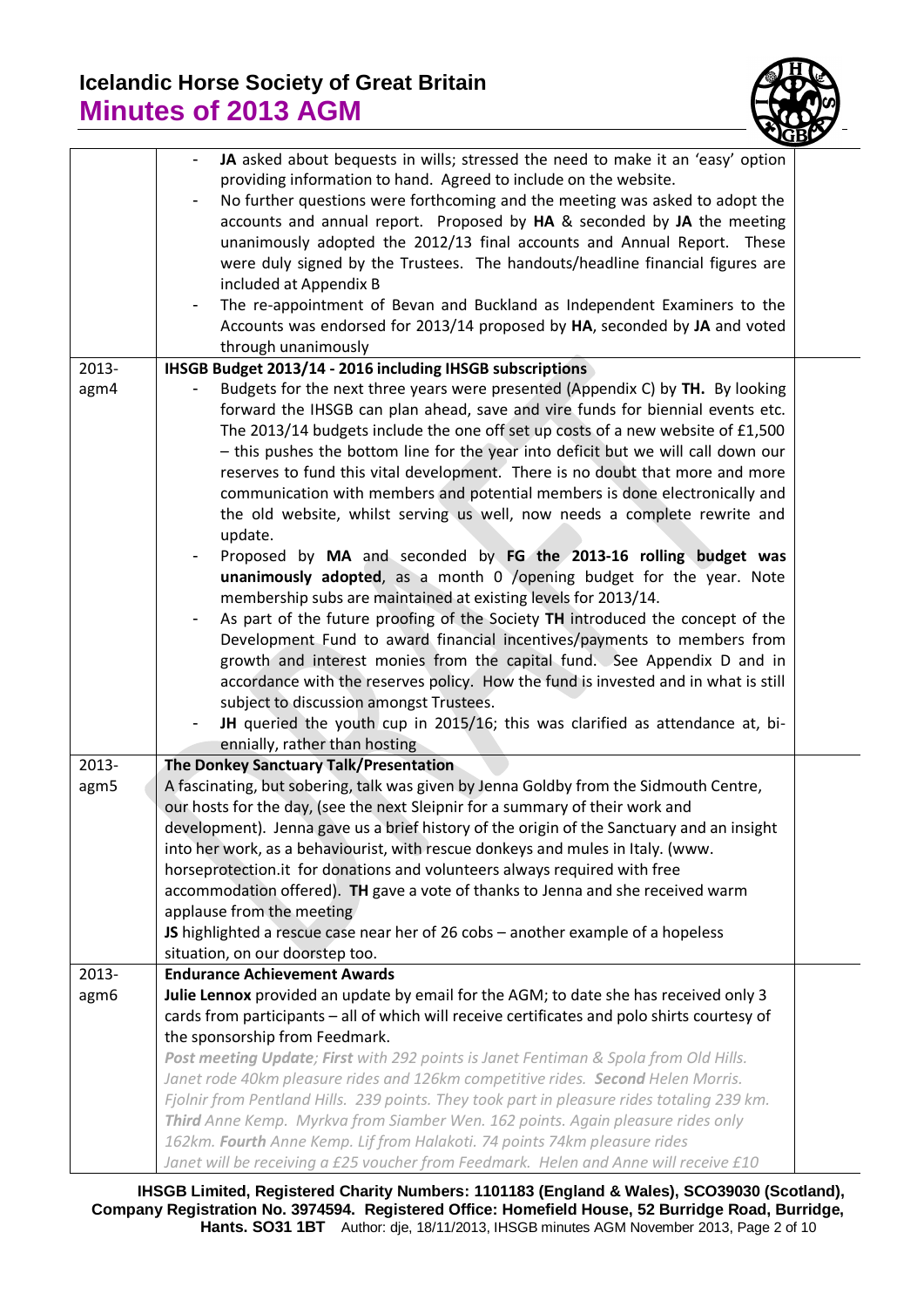| | | |
|---|---|---|
| | - **JA** asked about bequests in wills; stressed the need to make it an 'easy' option providing information to hand. Agreed to include on the website.<br>- No further questions were forthcoming and the meeting was asked to adopt the accounts and annual report. Proposed by **HA** & seconded by **JA** the meeting unanimously adopted the 2012/13 final accounts and Annual Report. These were duly signed by the Trustees. The handouts/headline financial figures are included at Appendix B<br>- The re-appointment of Bevan and Buckland as Independent Examiners to the Accounts was endorsed for 2013/14 proposed by **HA**, seconded by **JA** and voted through unanimously | |
| 2013-agm4 | **IHSGB Budget 2013/14 - 2016 including IHSGB subscriptions**<br>- Budgets for the next three years were presented (Appendix C) by **TH.** By looking forward the IHSGB can plan ahead, save and vire funds for biennial events etc. The 2013/14 budgets include the one off set up costs of a new website of £1,500 – this pushes the bottom line for the year into deficit but we will call down our reserves to fund this vital development. There is no doubt that more and more communication with members and potential members is done electronically and the old website, whilst serving us well, now needs a complete rewrite and update.<br>- Proposed by **MA** and seconded by **FG the 2013-16 rolling budget was unanimously adopted**, as a month 0 /opening budget for the year. Note membership subs are maintained at existing levels for 2013/14.<br>- As part of the future proofing of the Society **TH** introduced the concept of the Development Fund to award financial incentives/payments to members from growth and interest monies from the capital fund. See Appendix D and in accordance with the reserves policy. How the fund is invested and in what is still subject to discussion amongst Trustees.<br>- **JH** queried the youth cup in 2015/16; this was clarified as attendance at, bi-ennially, rather than hosting | |
| 2013-agm5 | **The Donkey Sanctuary Talk/Presentation**<br>A fascinating, but sobering, talk was given by Jenna Goldby from the Sidmouth Centre, our hosts for the day, (see the next Sleipnir for a summary of their work and development). Jenna gave us a brief history of the origin of the Sanctuary and an insight into her work, as a behaviourist, with rescue donkeys and mules in Italy. (www. horseprotection.it for donations and volunteers always required with free accommodation offered). **TH** gave a vote of thanks to Jenna and she received warm applause from the meeting<br>**JS** highlighted a rescue case near her of 26 cobs – another example of a hopeless situation, on our doorstep too. | |
| 2013-agm6 | **Endurance Achievement Awards**<br>**Julie Lennox** provided an update by email for the AGM; to date she has received only 3 cards from participants – all of which will receive certificates and polo shirts courtesy of the sponsorship from Feedmark.<br>***Post meeting Update; First*** *with 292 points is Janet Fentiman & Spola from Old Hills. Janet rode 40km pleasure rides and 126km competitive rides.* ***Second*** *Helen Morris. Fjolnir from Pentland Hills. 239 points. They took part in pleasure rides totaling 239 km.* ***Third*** *Anne Kemp. Myrkva from Siamber Wen. 162 points. Again pleasure rides only 162km.* ***Fourth*** *Anne Kemp. Lif from Halakoti. 74 points 74km pleasure rides*<br>*Janet will be receiving a £25 voucher from Feedmark. Helen and Anne will receive £10* | |

IHSGB Limited, Registered Charity Numbers: 1101183 (England & Wales), SCO39030 (Scotland), Company Registration No. 3974594. Registered Office: Homefield House, 52 Burridge Road, Burridge, Hants. SO31 1BT Author: dje, 18/11/2013, IHSGB minutes AGM November 2013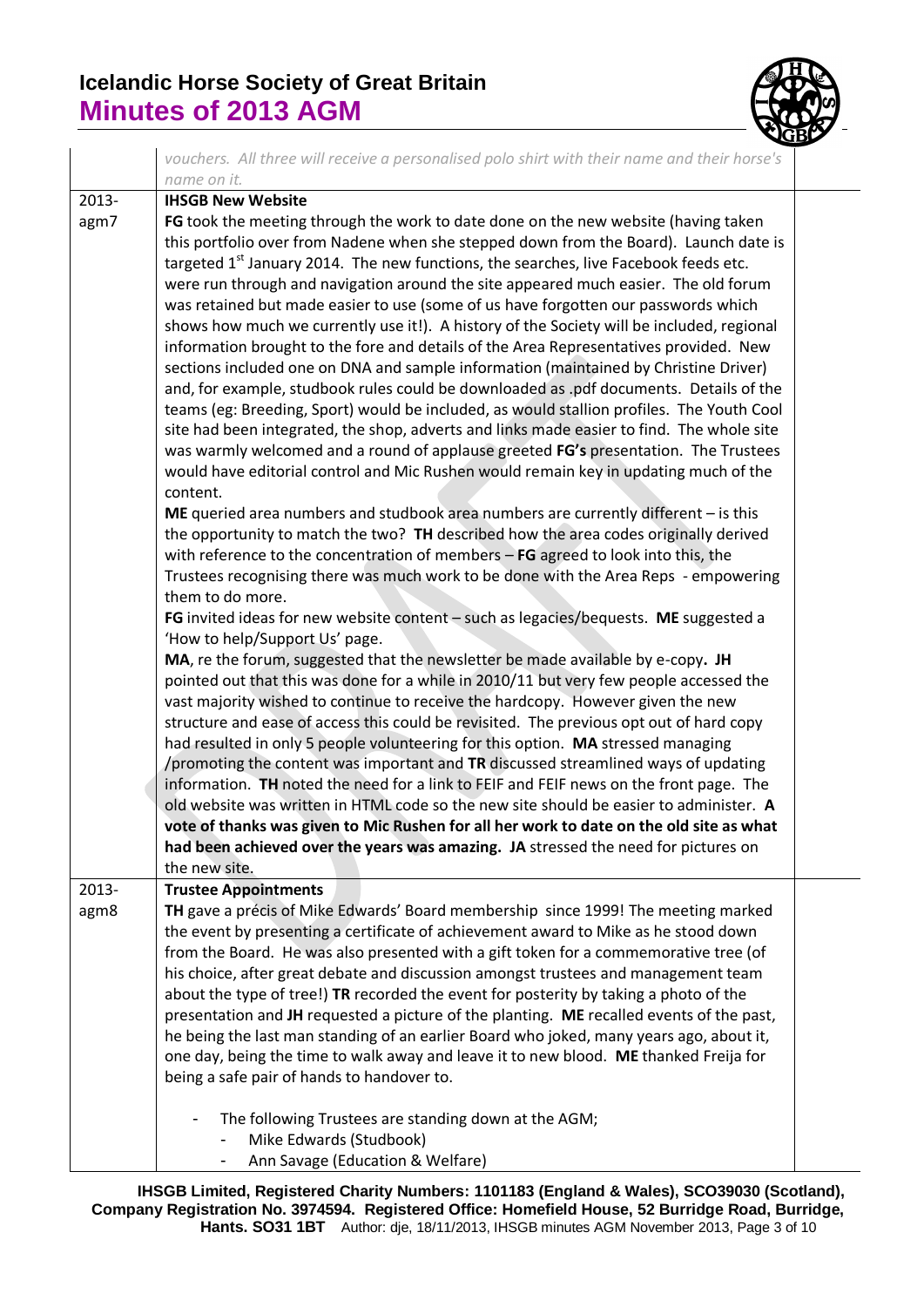| | | |
|---|---|---|
| | *vouchers. All three will receive a personalised polo shirt with their name and their horse's name on it.* | |
| 2013-agm7 | **IHSGB New Website**<br>**FG** took the meeting through the work to date done on the new website (having taken this portfolio over from Nadene when she stepped down from the Board). Launch date is targeted 1st January 2014. The new functions, the searches, live Facebook feeds etc. were run through and navigation around the site appeared much easier. The old forum was retained but made easier to use (some of us have forgotten our passwords which shows how much we currently use it!). A history of the Society will be included, regional information brought to the fore and details of the Area Representatives provided. New sections included one on DNA and sample information (maintained by Christine Driver) and, for example, studbook rules could be downloaded as .pdf documents. Details of the teams (eg: Breeding, Sport) would be included, as would stallion profiles. The Youth Cool site had been integrated, the shop, adverts and links made easier to find. The whole site was warmly welcomed and a round of applause greeted **FG's** presentation. The Trustees would have editorial control and Mic Rushen would remain key in updating much of the content.<br>**ME** queried area numbers and studbook area numbers are currently different – is this the opportunity to match the two? **TH** described how the area codes originally derived with reference to the concentration of members – **FG** agreed to look into this, the Trustees recognising there was much work to be done with the Area Reps - empowering them to do more.<br>**FG** invited ideas for new website content – such as legacies/bequests. **ME** suggested a 'How to help/Support Us' page.<br>**MA**, re the forum, suggested that the newsletter be made available by e-copy**. JH** pointed out that this was done for a while in 2010/11 but very few people accessed the vast majority wished to continue to receive the hardcopy. However given the new structure and ease of access this could be revisited. The previous opt out of hard copy had resulted in only 5 people volunteering for this option. **MA** stressed managing /promoting the content was important and **TR** discussed streamlined ways of updating information. **TH** noted the need for a link to FEIF and FEIF news on the front page. The old website was written in HTML code so the new site should be easier to administer. **A vote of thanks was given to Mic Rushen for all her work to date on the old site as what had been achieved over the years was amazing. JA** stressed the need for pictures on the new site. | |
| 2013-agm8 | **Trustee Appointments**<br>**TH** gave a précis of Mike Edwards' Board membership since 1999! The meeting marked the event by presenting a certificate of achievement award to Mike as he stood down from the Board. He was also presented with a gift token for a commemorative tree (of his choice, after great debate and discussion amongst trustees and management team about the type of tree!) **TR** recorded the event for posterity by taking a photo of the presentation and **JH** requested a picture of the planting. **ME** recalled events of the past, he being the last man standing of an earlier Board who joked, many years ago, about it, one day, being the time to walk away and leave it to new blood. **ME** thanked Freija for being a safe pair of hands to handover to.<br><br>- The following Trustees are standing down at the AGM;<br>&nbsp;&nbsp;&nbsp;&nbsp;- Mike Edwards (Studbook)<br>&nbsp;&nbsp;&nbsp;&nbsp;- Ann Savage (Education & Welfare) | |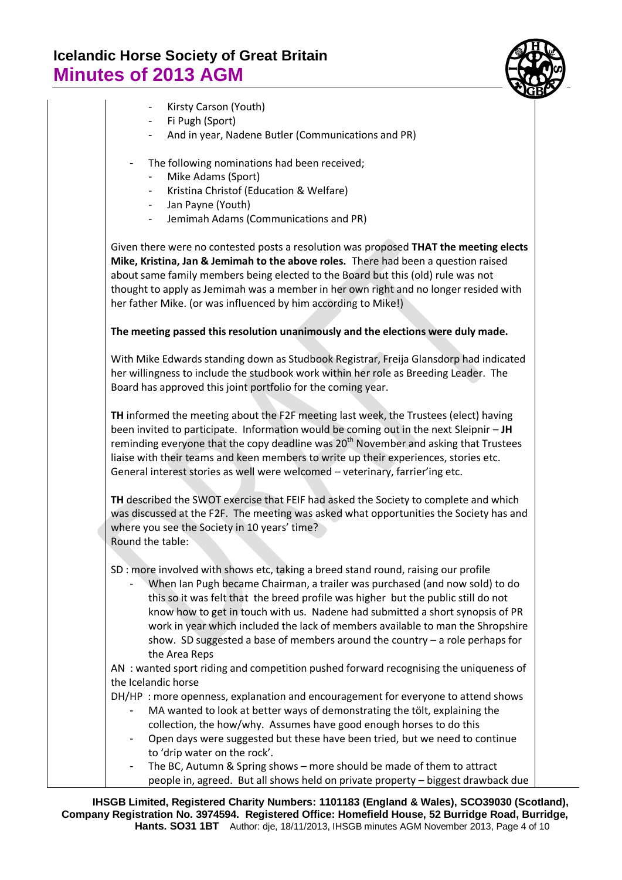- Kirsty Carson (Youth)
- Fi Pugh (Sport)
- And in year, Nadene Butler (Communications and PR)

- The following nominations had been received;
  - Mike Adams (Sport)
  - Kristina Christof (Education & Welfare)
  - Jan Payne (Youth)
  - Jemimah Adams (Communications and PR)

Given there were no contested posts a resolution was proposed **THAT the meeting elects Mike, Kristina, Jan & Jemimah to the above roles.** There had been a question raised about same family members being elected to the Board but this (old) rule was not thought to apply as Jemimah was a member in her own right and no longer resided with her father Mike. (or was influenced by him according to Mike!)

**The meeting passed this resolution unanimously and the elections were duly made.**

With Mike Edwards standing down as Studbook Registrar, Freija Glansdorp had indicated her willingness to include the studbook work within her role as Breeding Leader. The Board has approved this joint portfolio for the coming year.

**TH** informed the meeting about the F2F meeting last week, the Trustees (elect) having been invited to participate. Information would be coming out in the next Sleipnir – **JH** reminding everyone that the copy deadline was 20th November and asking that Trustees liaise with their teams and keen members to write up their experiences, stories etc. General interest stories as well were welcomed – veterinary, farrier'ing etc.

**TH** described the SWOT exercise that FEIF had asked the Society to complete and which was discussed at the F2F. The meeting was asked what opportunities the Society has and where you see the Society in 10 years' time?
Round the table:

SD : more involved with shows etc, taking a breed stand round, raising our profile

- When Ian Pugh became Chairman, a trailer was purchased (and now sold) to do this so it was felt that the breed profile was higher but the public still do not know how to get in touch with us. Nadene had submitted a short synopsis of PR work in year which included the lack of members available to man the Shropshire show. SD suggested a base of members around the country – a role perhaps for the Area Reps

AN : wanted sport riding and competition pushed forward recognising the uniqueness of the Icelandic horse

DH/HP : more openness, explanation and encouragement for everyone to attend shows

- MA wanted to look at better ways of demonstrating the tölt, explaining the collection, the how/why. Assumes have good enough horses to do this
- Open days were suggested but these have been tried, but we need to continue to 'drip water on the rock'.
- The BC, Autumn & Spring shows – more should be made of them to attract people in, agreed. But all shows held on private property – biggest drawback due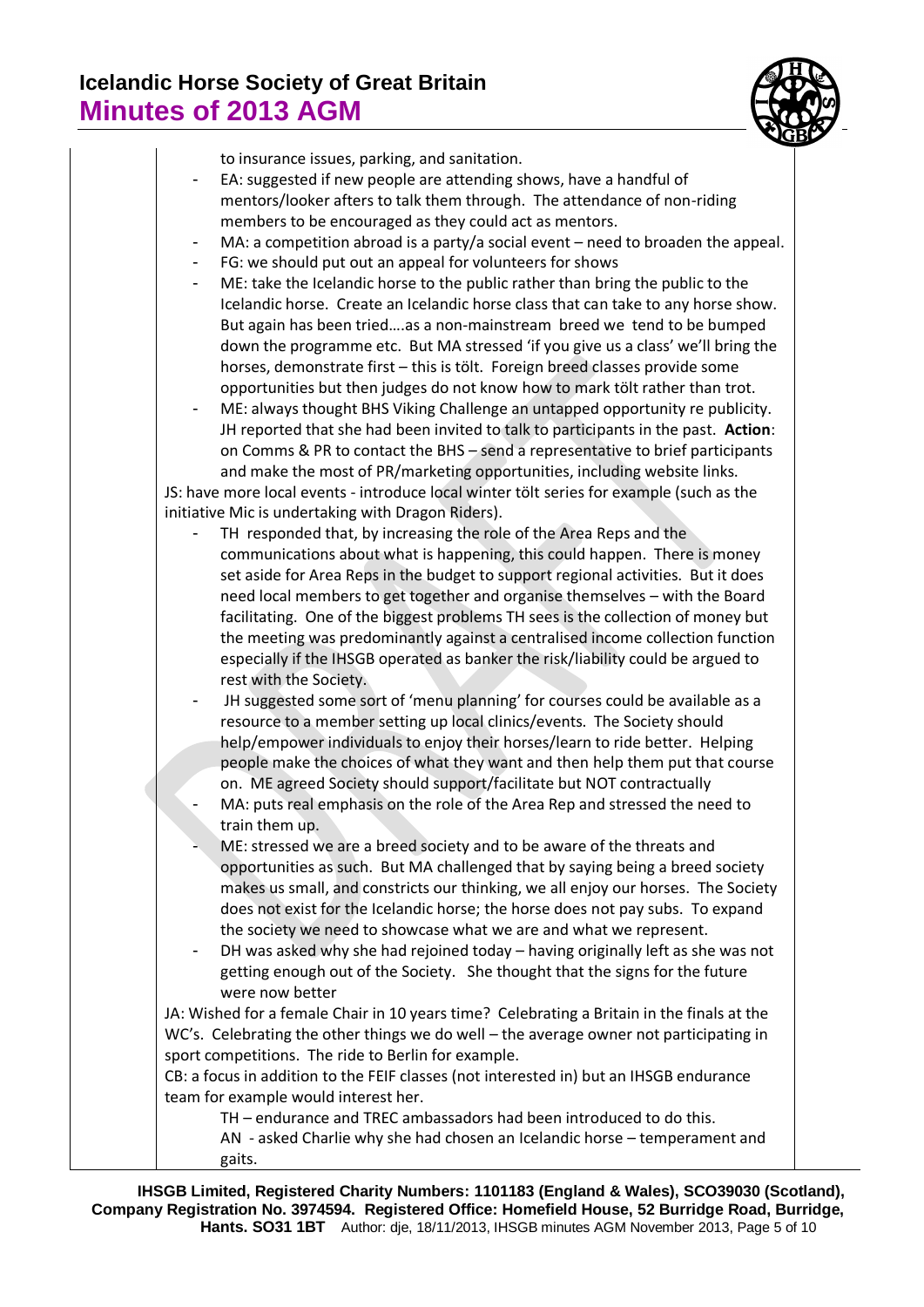to insurance issues, parking, and sanitation.

- EA: suggested if new people are attending shows, have a handful of mentors/looker afters to talk them through. The attendance of non-riding members to be encouraged as they could act as mentors.
- MA: a competition abroad is a party/a social event – need to broaden the appeal.
- FG: we should put out an appeal for volunteers for shows
- ME: take the Icelandic horse to the public rather than bring the public to the Icelandic horse. Create an Icelandic horse class that can take to any horse show. But again has been tried….as a non-mainstream breed we tend to be bumped down the programme etc. But MA stressed 'if you give us a class' we'll bring the horses, demonstrate first – this is tölt. Foreign breed classes provide some opportunities but then judges do not know how to mark tölt rather than trot.
- ME: always thought BHS Viking Challenge an untapped opportunity re publicity. JH reported that she had been invited to talk to participants in the past. **Action**: on Comms & PR to contact the BHS – send a representative to brief participants and make the most of PR/marketing opportunities, including website links.

JS: have more local events - introduce local winter tölt series for example (such as the initiative Mic is undertaking with Dragon Riders).

- TH responded that, by increasing the role of the Area Reps and the communications about what is happening, this could happen. There is money set aside for Area Reps in the budget to support regional activities. But it does need local members to get together and organise themselves – with the Board facilitating. One of the biggest problems TH sees is the collection of money but the meeting was predominantly against a centralised income collection function especially if the IHSGB operated as banker the risk/liability could be argued to rest with the Society.
- JH suggested some sort of 'menu planning' for courses could be available as a resource to a member setting up local clinics/events. The Society should help/empower individuals to enjoy their horses/learn to ride better. Helping people make the choices of what they want and then help them put that course on. ME agreed Society should support/facilitate but NOT contractually
- MA: puts real emphasis on the role of the Area Rep and stressed the need to train them up.
- ME: stressed we are a breed society and to be aware of the threats and opportunities as such. But MA challenged that by saying being a breed society makes us small, and constricts our thinking, we all enjoy our horses. The Society does not exist for the Icelandic horse; the horse does not pay subs. To expand the society we need to showcase what we are and what we represent.
- DH was asked why she had rejoined today – having originally left as she was not getting enough out of the Society. She thought that the signs for the future were now better

JA: Wished for a female Chair in 10 years time? Celebrating a Britain in the finals at the WC's. Celebrating the other things we do well – the average owner not participating in sport competitions. The ride to Berlin for example.

CB: a focus in addition to the FEIF classes (not interested in) but an IHSGB endurance team for example would interest her.

TH – endurance and TREC ambassadors had been introduced to do this.

AN - asked Charlie why she had chosen an Icelandic horse – temperament and gaits.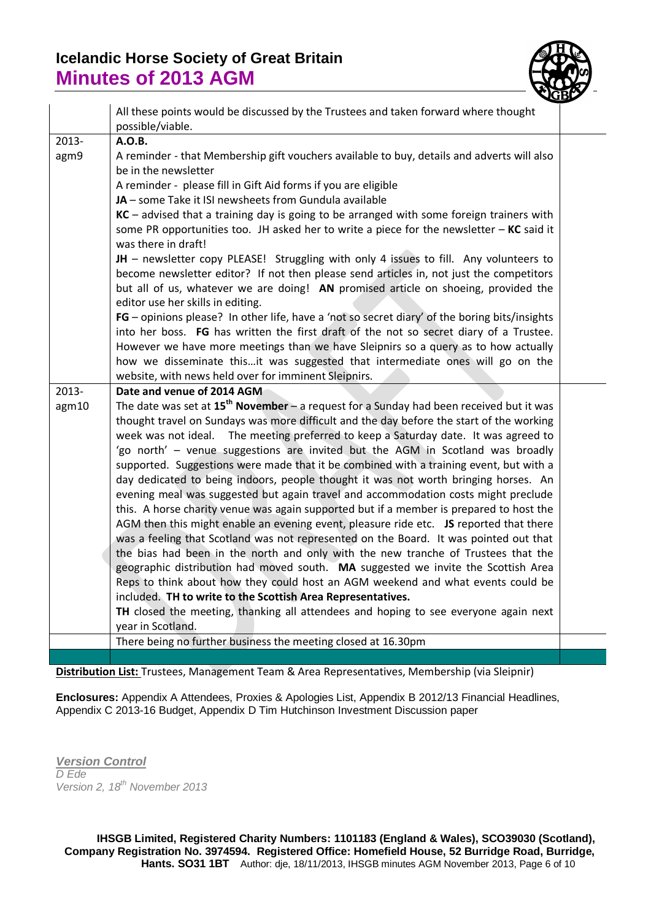| | | |
|---|---|---|
| | All these points would be discussed by the Trustees and taken forward where thought possible/viable. | |
| 2013-agm9 | **A.O.B.**<br>A reminder - that Membership gift vouchers available to buy, details and adverts will also be in the newsletter<br>A reminder - please fill in Gift Aid forms if you are eligible<br>**JA** – some Take it ISI newsheets from Gundula available<br>**KC** – advised that a training day is going to be arranged with some foreign trainers with some PR opportunities too. JH asked her to write a piece for the newsletter – **KC** said it was there in draft!<br>**JH** – newsletter copy PLEASE! Struggling with only 4 issues to fill. Any volunteers to become newsletter editor? If not then please send articles in, not just the competitors but all of us, whatever we are doing! **AN** promised article on shoeing, provided the editor use her skills in editing.<br>**FG** – opinions please? In other life, have a 'not so secret diary' of the boring bits/insights into her boss. **FG** has written the first draft of the not so secret diary of a Trustee. However we have more meetings than we have Sleipnirs so a query as to how actually how we disseminate this…it was suggested that intermediate ones will go on the website, with news held over for imminent Sleipnirs. | |
| 2013-agm10 | **Date and venue of 2014 AGM**<br>The date was set at **15th November** – a request for a Sunday had been received but it was thought travel on Sundays was more difficult and the day before the start of the working week was not ideal. The meeting preferred to keep a Saturday date. It was agreed to 'go north' – venue suggestions are invited but the AGM in Scotland was broadly supported. Suggestions were made that it be combined with a training event, but with a day dedicated to being indoors, people thought it was not worth bringing horses. An evening meal was suggested but again travel and accommodation costs might preclude this. A horse charity venue was again supported but if a member is prepared to host the AGM then this might enable an evening event, pleasure ride etc. **JS** reported that there was a feeling that Scotland was not represented on the Board. It was pointed out that the bias had been in the north and only with the new tranche of Trustees that the geographic distribution had moved south. **MA** suggested we invite the Scottish Area Reps to think about how they could host an AGM weekend and what events could be included. **TH to write to the Scottish Area Representatives.**<br>**TH** closed the meeting, thanking all attendees and hoping to see everyone again next year in Scotland. | |
| | There being no further business the meeting closed at 16.30pm | |
| | | |

**Distribution List:** Trustees, Management Team & Area Representatives, Membership (via Sleipnir)

**Enclosures:** Appendix A Attendees, Proxies & Apologies List, Appendix B 2012/13 Financial Headlines, Appendix C 2013-16 Budget, Appendix D Tim Hutchinson Investment Discussion paper

***Version Control***
*D Ede*
*Version 2, 18th November 2013*

**IHSGB Limited, Registered Charity Numbers: 1101183 (England & Wales), SCO39030 (Scotland), Company Registration No. 3974594. Registered Office: Homefield House, 52 Burridge Road, Burridge, Hants. SO31 1BT**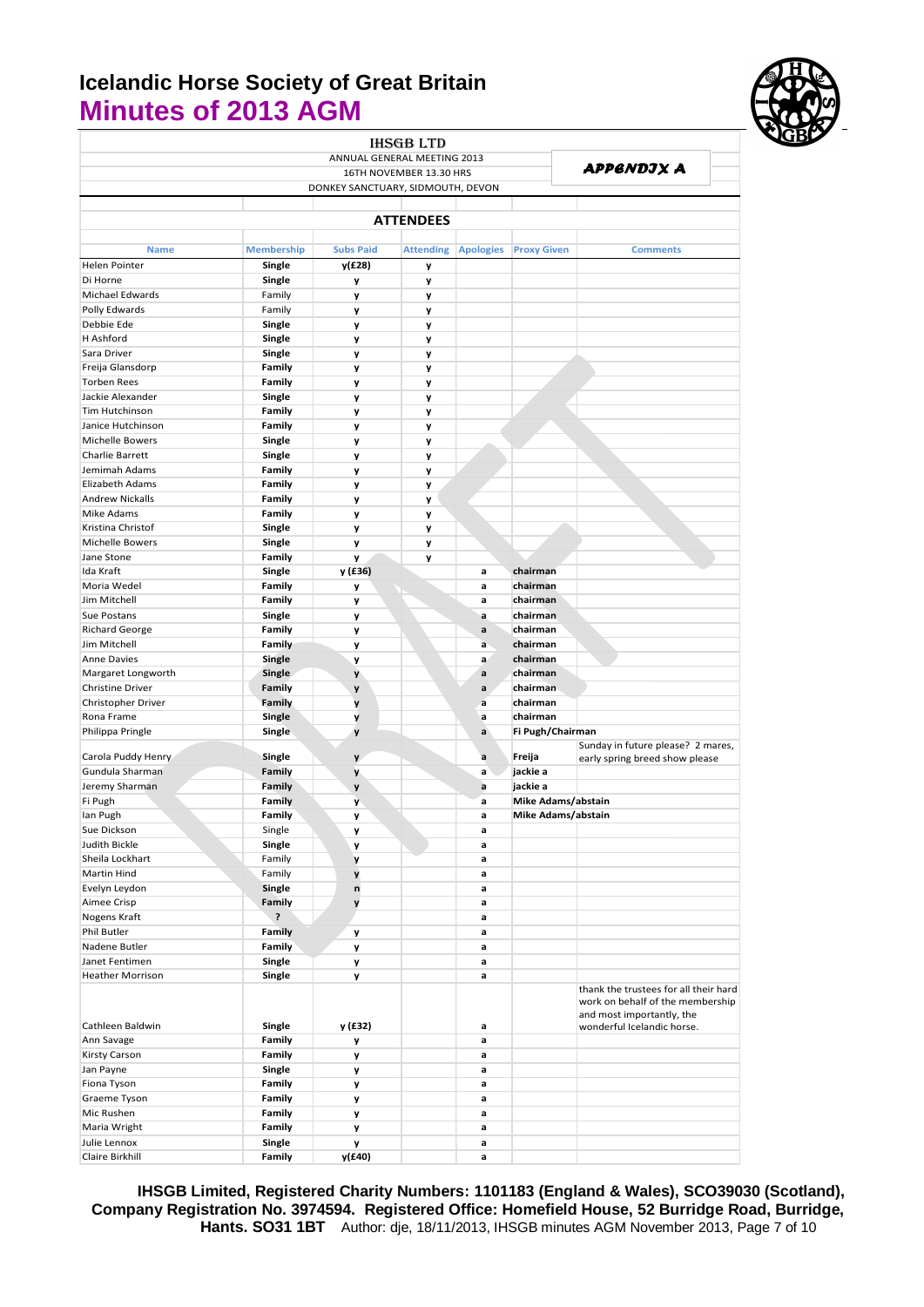# Icelandic Horse Society of Great Britain
# Minutes of 2013 AGM

IHSGB LTD
ANNUAL GENERAL MEETING 2013
16TH NOVEMBER 13.30 HRS
DONKEY SANCTUARY, SIDMOUTH, DEVON

*APPENDIX A*

## ATTENDEES

| Name | Membership | Subs Paid | Attending | Apologies | Proxy Given | Comments |
|---|---|---|---|---|---|---|
| Helen Pointer | Single | y(£28) | y | | | |
| Di Horne | Single | y | y | | | |
| Michael Edwards | Family | y | y | | | |
| Polly Edwards | Family | y | y | | | |
| Debbie Ede | Single | y | y | | | |
| H Ashford | Single | y | y | | | |
| Sara Driver | Single | y | y | | | |
| Freija Glansdorp | Family | y | y | | | |
| Torben Rees | Family | y | y | | | |
| Jackie Alexander | Single | y | y | | | |
| Tim Hutchinson | Family | y | y | | | |
| Janice Hutchinson | Family | y | y | | | |
| Michelle Bowers | Single | y | y | | | |
| Charlie Barrett | Single | y | y | | | |
| Jemimah Adams | Family | y | y | | | |
| Elizabeth Adams | Family | y | y | | | |
| Andrew Nickalls | Family | y | y | | | |
| Mike Adams | Family | y | y | | | |
| Kristina Christof | Single | y | y | | | |
| Michelle Bowers | Single | y | y | | | |
| Jane Stone | Family | y | y | | | |
| Ida Kraft | Single | y (£36) | | a | chairman | |
| Moria Wedel | Family | y | | a | chairman | |
| Jim Mitchell | Family | y | | a | chairman | |
| Sue Postans | Single | y | | a | chairman | |
| Richard George | Family | y | | a | chairman | |
| Jim Mitchell | Family | y | | a | chairman | |
| Anne Davies | Single | y | | a | chairman | |
| Margaret Longworth | Single | y | | a | chairman | |
| Christine Driver | Family | y | | a | chairman | |
| Christopher Driver | Family | y | | a | chairman | |
| Rona Frame | Single | y | | a | chairman | |
| Philippa Pringle | Single | y | | a | Fi Pugh/Chairman | |
| Carola Puddy Henry | Single | y | | a | Freija | Sunday in future please? 2 mares, early spring breed show please |
| Gundula Sharman | Family | y | | a | jackie a | |
| Jeremy Sharman | Family | y | | a | jackie a | |
| Fi Pugh | Family | y | | a | Mike Adams/abstain | |
| Ian Pugh | Family | y | | a | Mike Adams/abstain | |
| Sue Dickson | Single | y | | a | | |
| Judith Bickle | Single | y | | a | | |
| Sheila Lockhart | Family | y | | a | | |
| Martin Hind | Family | y | | a | | |
| Evelyn Leydon | Single | n | | a | | |
| Aimee Crisp | Family | y | | a | | |
| Nogens Kraft | ? | | | a | | |
| Phil Butler | Family | y | | a | | |
| Nadene Butler | Family | y | | a | | |
| Janet Fentimen | Single | y | | a | | |
| Heather Morrison | Single | y | | a | | |
| Cathleen Baldwin | Single | y (£32) | | a | | thank the trustees for all their hard work on behalf of the membership and most importantly, the wonderful Icelandic horse. |
| Ann Savage | Family | y | | a | | |
| Kirsty Carson | Family | y | | a | | |
| Jan Payne | Single | y | | a | | |
| Fiona Tyson | Family | y | | a | | |
| Graeme Tyson | Family | y | | a | | |
| Mic Rushen | Family | y | | a | | |
| Maria Wright | Family | y | | a | | |
| Julie Lennox | Single | y | | a | | |
| Claire Birkhill | Family | y(£40) | | a | | |

**IHSGB Limited, Registered Charity Numbers: 1101183 (England & Wales), SCO39030 (Scotland), Company Registration No. 3974594. Registered Office: Homefield House, 52 Burridge Road, Burridge, Hants. SO31 1BT** Author: dje, 18/11/2013, IHSGB minutes AGM November 2013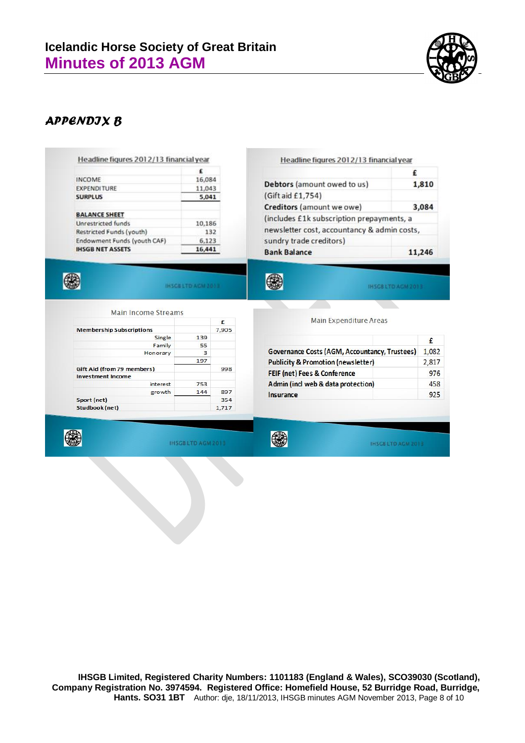## APPENDIX B

### Headline figures 2012/13 financial year

| | £ |
|---|---|
| INCOME | 16,084 |
| EXPENDITURE | 11,043 |
| **SURPLUS** | **5,041** |
| | |
| **BALANCE SHEET** | |
| Unrestricted funds | 10,186 |
| Restricted Funds (youth) | 132 |
| Endowment Funds (youth CAF) | 6,123 |
| **IHSGB NET ASSETS** | **16,441** |

IHSGB LTD AGM 2013

### Headline figures 2012/13 financial year

| | £ |
|---|---|
| **Debtors** (amount owed to us) | **1,810** |
| (Gift aid £1,754) | |
| **Creditors** (amount we owe) | **3,084** |
| (includes £1k subscription prepayments, a newsletter cost, accountancy & admin costs, sundry trade creditors) | |
| **Bank Balance** | **11,246** |

IHSGB LTD AGM 2013

### Main Income Streams

| | | £ |
|---|---|---|
| **Membership Subscriptions** | | 7,905 |
| Single | 139 | |
| Family | 55 | |
| Honorary | 3 | |
| | 197 | |
| **Gift Aid (from 79 members)** | | 998 |
| **Investment Income** | | |
| interest | 753 | |
| growth | 144 | 897 |
| **Sport (net)** | | 354 |
| **Studbook (net)** | | 1,717 |

IHSGB LTD AGM 2013

### Main Expenditure Areas

| | £ |
|---|---|
| Governance Costs (AGM, Accountancy, Trustees) | 1,082 |
| Publicity & Promotion (newsletter) | 2,817 |
| FEIF (net) Fees & Conference | 976 |
| Admin (incl web & data protection) | 458 |
| Insurance | 925 |

IHSGB LTD AGM 2013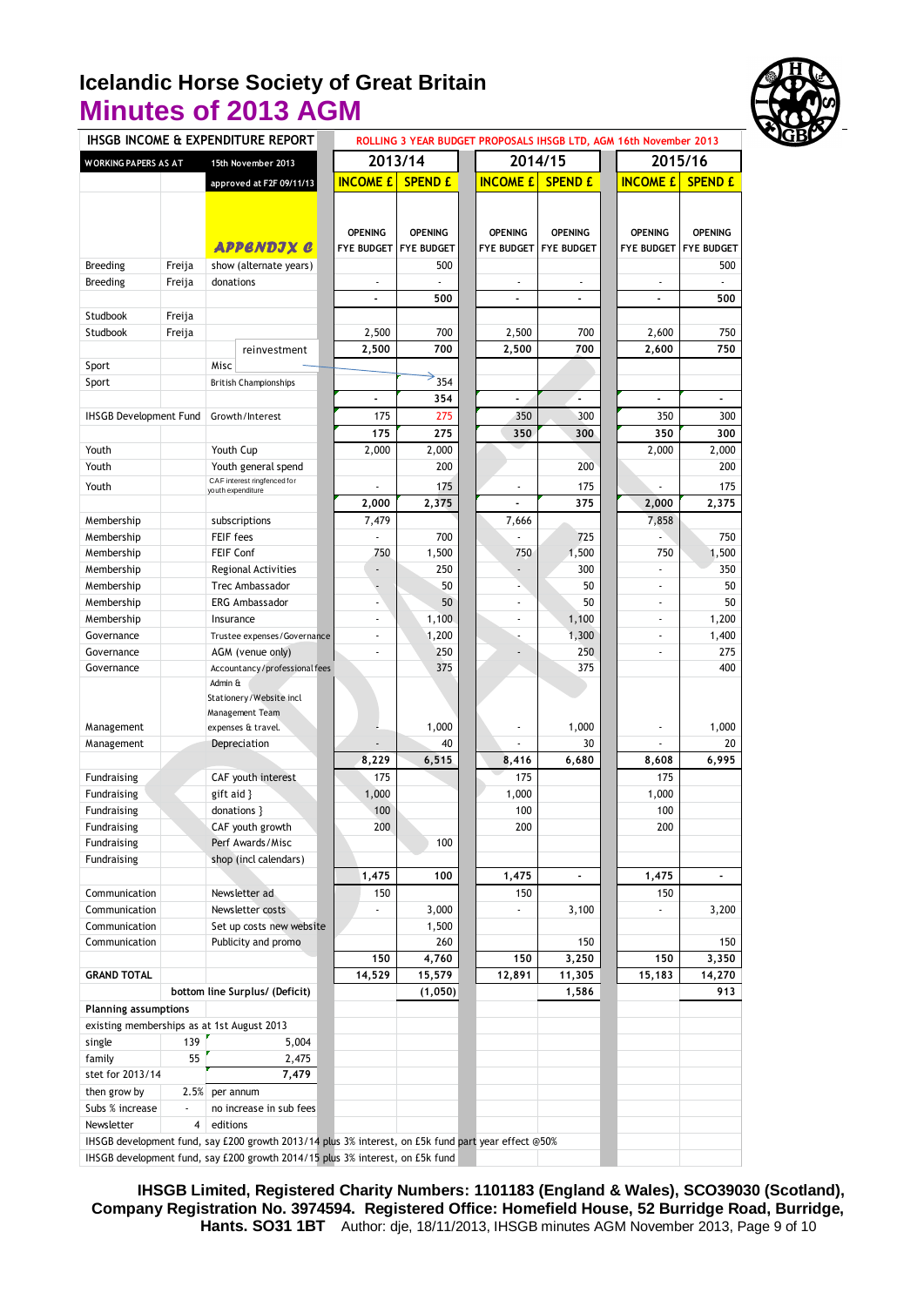# Icelandic Horse Society of Great Britain

## Minutes of 2013 AGM

| IHSGB INCOME & EXPENDITURE REPORT | | | ROLLING 3 YEAR BUDGET PROPOSALS IHSGB LTD, AGM 16th November 2013 | | | | | |
|---|---|---|---|---|---|---|---|---|
| WORKING PAPERS AS AT | | 15th November 2013 | 2013/14 | | 2014/15 | | 2015/16 | |
| | | approved at F2F 09/11/13 | INCOME £ | SPEND £ | INCOME £ | SPEND £ | INCOME £ | SPEND £ |
| | | APPENDIX C | OPENING FYE BUDGET | OPENING FYE BUDGET | OPENING FYE BUDGET | OPENING FYE BUDGET | OPENING FYE BUDGET | OPENING FYE BUDGET |
| Breeding | Freija | show (alternate years) | | 500 | | | | 500 |
| Breeding | Freija | donations | - | - | - | - | - | - |
| | | | - | 500 | - | - | - | 500 |
| Studbook | Freija | | | | | | | |
| Studbook | Freija | | 2,500 | 700 | 2,500 | 700 | 2,600 | 750 |
| | | reinvestment | 2,500 | 700 | 2,500 | 700 | 2,600 | 750 |
| Sport | | Misc | | | | | | |
| Sport | | British Championships | | 354 | | | | |
| | | | - | 354 | - | - | - | - |
| IHSGB Development Fund | | Growth/Interest | 175 | 275 | 350 | 300 | 350 | 300 |
| | | | 175 | 275 | 350 | 300 | 350 | 300 |
| Youth | | Youth Cup | 2,000 | 2,000 | | | 2,000 | 2,000 |
| Youth | | Youth general spend | | 200 | | 200 | | 200 |
| Youth | | CAF interest ringfenced for youth expenditure | - | 175 | - | 175 | - | 175 |
| | | | 2,000 | 2,375 | - | 375 | 2,000 | 2,375 |
| Membership | | subscriptions | 7,479 | | 7,666 | | 7,858 | |
| Membership | | FEIF fees | - | 700 | - | 725 | - | 750 |
| Membership | | FEIF Conf | 750 | 1,500 | 750 | 1,500 | 750 | 1,500 |
| Membership | | Regional Activities | - | 250 | - | 300 | - | 350 |
| Membership | | Trec Ambassador | - | 50 | - | 50 | - | 50 |
| Membership | | ERG Ambassador | - | 50 | - | 50 | - | 50 |
| Membership | | Insurance | - | 1,100 | - | 1,100 | - | 1,200 |
| Governance | | Trustee expenses/Governance | - | 1,200 | - | 1,300 | - | 1,400 |
| Governance | | AGM (venue only) | - | 250 | - | 250 | - | 275 |
| Governance | | Accountancy/professional fees | | 375 | | 375 | | 400 |
| Management | | Admin & Stationery/Website incl Management Team expenses & travel. | - | 1,000 | - | 1,000 | - | 1,000 |
| Management | | Depreciation | - | 40 | - | 30 | - | 20 |
| | | | 8,229 | 6,515 | 8,416 | 6,680 | 8,608 | 6,995 |
| Fundraising | | CAF youth interest | 175 | | 175 | | 175 | |
| Fundraising | | gift aid } | 1,000 | | 1,000 | | 1,000 | |
| Fundraising | | donations } | 100 | | 100 | | 100 | |
| Fundraising | | CAF youth growth | 200 | | 200 | | 200 | |
| Fundraising | | Perf Awards/Misc | | 100 | | | | |
| Fundraising | | shop (incl calendars) | | | | | | |
| | | | 1,475 | 100 | 1,475 | - | 1,475 | - |
| Communication | | Newsletter ad | 150 | | 150 | | 150 | |
| Communication | | Newsletter costs | - | 3,000 | - | 3,100 | - | 3,200 |
| Communication | | Set up costs new website | | 1,500 | | | | |
| Communication | | Publicity and promo | | 260 | | 150 | | 150 |
| | | | 150 | 4,760 | 150 | 3,250 | 150 | 3,350 |
| GRAND TOTAL | | | 14,529 | 15,579 | 12,891 | 11,305 | 15,183 | 14,270 |
| | bottom line Surplus/ (Deficit) | | | (1,050) | | 1,586 | | 913 |
| Planning assumptions | | | | | | | | |
| existing memberships as at 1st August 2013 | | | | | | | | |
| single | 139 | 5,004 | | | | | | |
| family | 55 | 2,475 | | | | | | |
| stet for 2013/14 | | 7,479 | | | | | | |
| then grow by | 2.5% | per annum | | | | | | |
| Subs % increase | - | no increase in sub fees | | | | | | |
| Newsletter | 4 | editions | | | | | | |
| IHSGB development fund, say £200 growth 2013/14 plus 3% interest, on £5k fund part year effect @50% | | | | | | | | |
| IHSGB development fund, say £200 growth 2014/15 plus 3% interest, on £5k fund | | | | | | | | |

**IHSGB Limited, Registered Charity Numbers: 1101183 (England & Wales), SCO39030 (Scotland), Company Registration No. 3974594. Registered Office: Homefield House, 52 Burridge Road, Burridge, Hants. SO31 1BT** Author: dje, 18/11/2013, IHSGB minutes AGM November 2013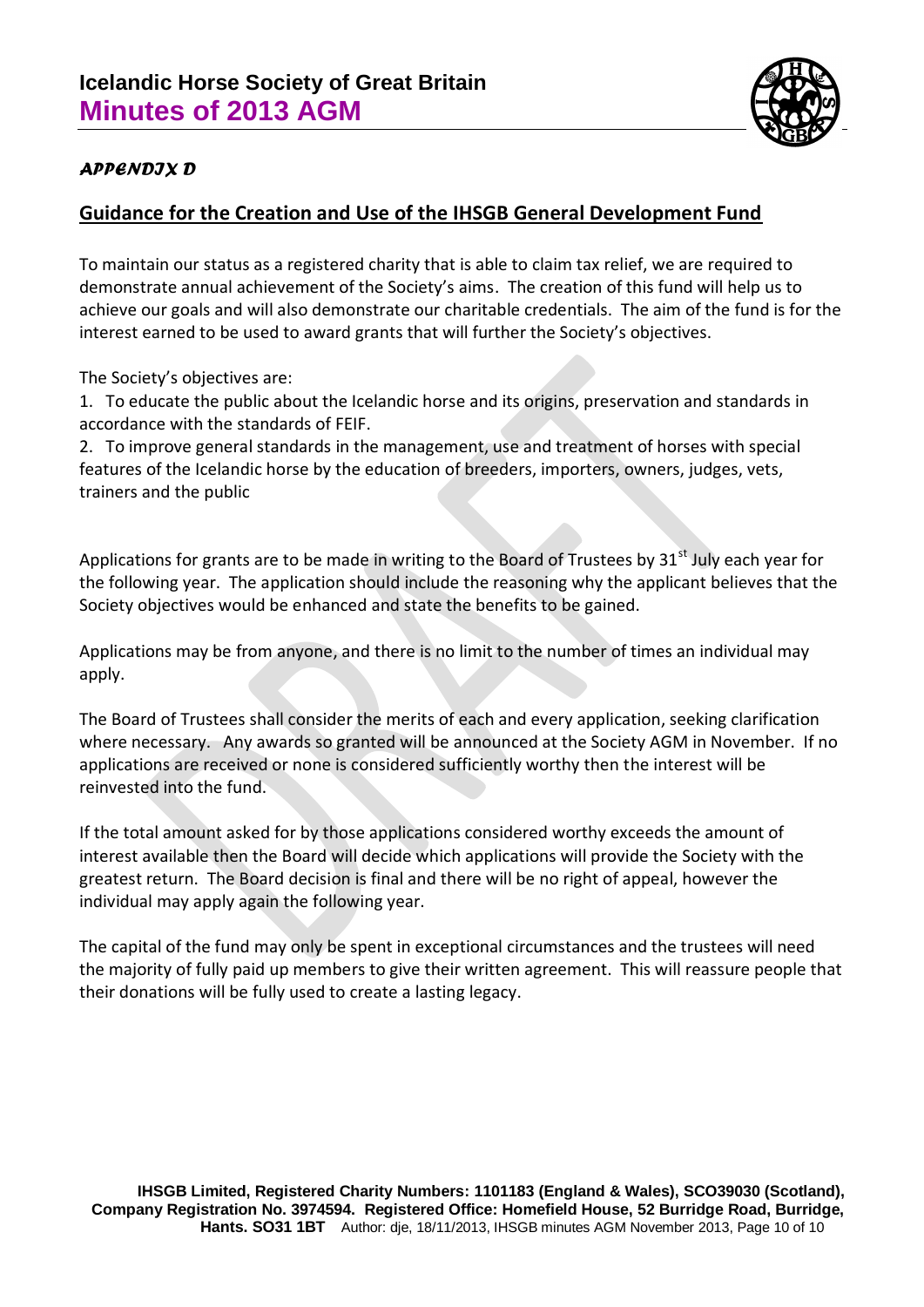*APPENDIX D*

## Guidance for the Creation and Use of the IHSGB General Development Fund

To maintain our status as a registered charity that is able to claim tax relief, we are required to demonstrate annual achievement of the Society's aims. The creation of this fund will help us to achieve our goals and will also demonstrate our charitable credentials. The aim of the fund is for the interest earned to be used to award grants that will further the Society's objectives.

The Society's objectives are:

1. To educate the public about the Icelandic horse and its origins, preservation and standards in accordance with the standards of FEIF.
2. To improve general standards in the management, use and treatment of horses with special features of the Icelandic horse by the education of breeders, importers, owners, judges, vets, trainers and the public

Applications for grants are to be made in writing to the Board of Trustees by 31st July each year for the following year. The application should include the reasoning why the applicant believes that the Society objectives would be enhanced and state the benefits to be gained.

Applications may be from anyone, and there is no limit to the number of times an individual may apply.

The Board of Trustees shall consider the merits of each and every application, seeking clarification where necessary. Any awards so granted will be announced at the Society AGM in November. If no applications are received or none is considered sufficiently worthy then the interest will be reinvested into the fund.

If the total amount asked for by those applications considered worthy exceeds the amount of interest available then the Board will decide which applications will provide the Society with the greatest return. The Board decision is final and there will be no right of appeal, however the individual may apply again the following year.

The capital of the fund may only be spent in exceptional circumstances and the trustees will need the majority of fully paid up members to give their written agreement. This will reassure people that their donations will be fully used to create a lasting legacy.